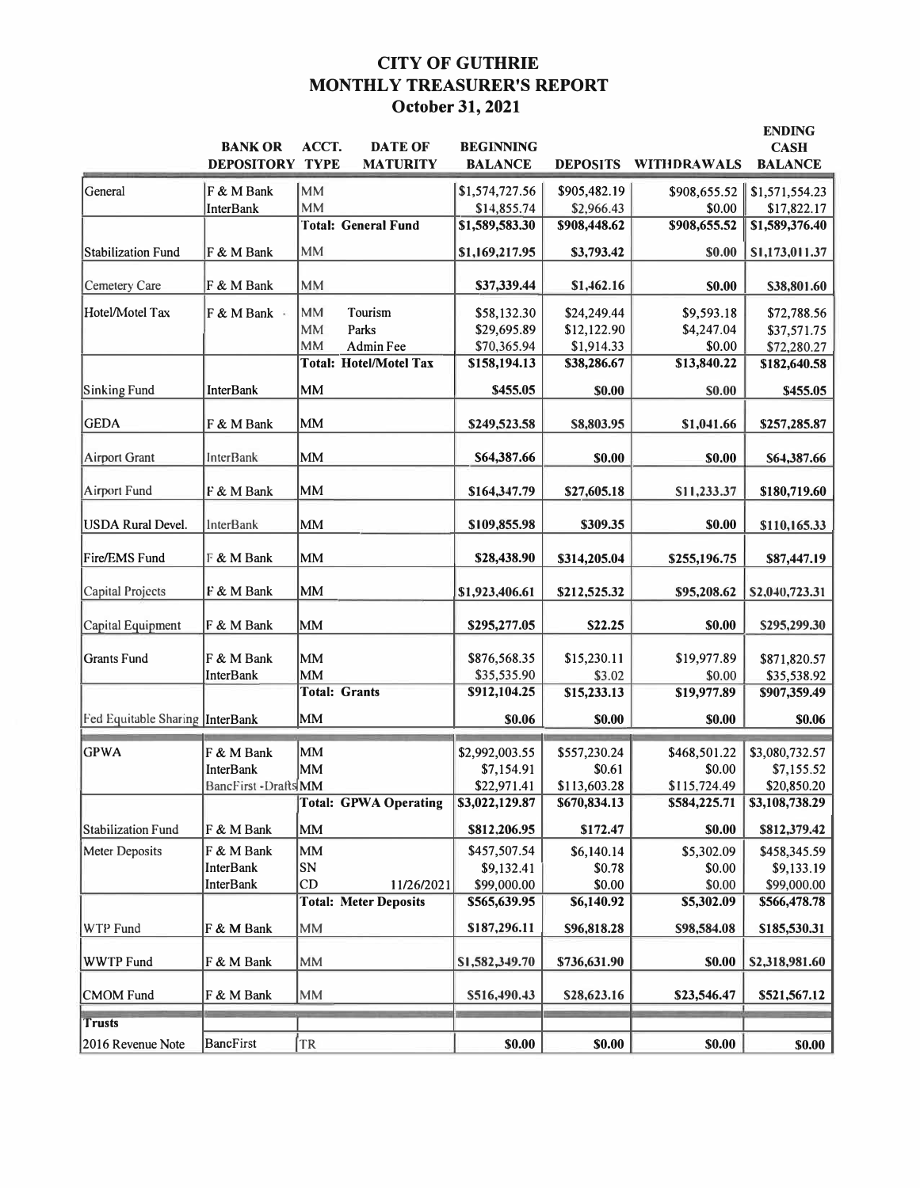# CITY OF GUTHRIE
## MONTHLY TREASURER'S REPORT
### October 31, 2021

| | BANK OR DEPOSITORY | ACCT. TYPE | DATE OF MATURITY | BEGINNING BALANCE | DEPOSITS | WITHDRAWALS | ENDING CASH BALANCE |
|---|---|---|---|---|---|---|---|
| General | F & M Bank | MM | | $1,574,727.56 | $905,482.19 | $908,655.52 | $1,571,554.23 |
| | InterBank | MM | | $14,855.74 | $2,966.43 | $0.00 | $17,822.17 |
| | | **Total: General Fund** | | **$1,589,583.30** | **$908,448.62** | **$908,655.52** | **$1,589,376.40** |
| Stabilization Fund | F & M Bank | MM | | **$1,169,217.95** | **$3,793.42** | **$0.00** | **$1,173,011.37** |
| Cemetery Care | F & M Bank | MM | | **$37,339.44** | **$1,462.16** | **$0.00** | **$38,801.60** |
| Hotel/Motel Tax | F & M Bank | MM | Tourism | $58,132.30 | $24,249.44 | $9,593.18 | $72,788.56 |
| | | MM | Parks | $29,695.89 | $12,122.90 | $4,247.04 | $37,571.75 |
| | | MM | Admin Fee | $70,365.94 | $1,914.33 | $0.00 | $72,280.27 |
| | | **Total: Hotel/Motel Tax** | | **$158,194.13** | **$38,286.67** | **$13,840.22** | **$182,640.58** |
| Sinking Fund | InterBank | MM | | **$455.05** | **$0.00** | **$0.00** | **$455.05** |
| GEDA | F & M Bank | MM | | **$249,523.58** | **$8,803.95** | **$1,041.66** | **$257,285.87** |
| Airport Grant | InterBank | MM | | **$64,387.66** | **$0.00** | **$0.00** | **$64,387.66** |
| Airport Fund | F & M Bank | MM | | **$164,347.79** | **$27,605.18** | **$11,233.37** | **$180,719.60** |
| USDA Rural Devel. | InterBank | MM | | **$109,855.98** | **$309.35** | **$0.00** | **$110,165.33** |
| Fire/EMS Fund | F & M Bank | MM | | **$28,438.90** | **$314,205.04** | **$255,196.75** | **$87,447.19** |
| Capital Projects | F & M Bank | MM | | **$1,923,406.61** | **$212,525.32** | **$95,208.62** | **$2,040,723.31** |
| Capital Equipment | F & M Bank | MM | | **$295,277.05** | **$22.25** | **$0.00** | **$295,299.30** |
| Grants Fund | F & M Bank | MM | | $876,568.35 | $15,230.11 | $19,977.89 | $871,820.57 |
| | InterBank | MM | | $35,535.90 | $3.02 | $0.00 | $35,538.92 |
| | | **Total: Grants** | | **$912,104.25** | **$15,233.13** | **$19,977.89** | **$907,359.49** |
| Fed Equitable Sharing | InterBank | MM | | **$0.06** | **$0.00** | **$0.00** | **$0.06** |
| GPWA | F & M Bank | MM | | $2,992,003.55 | $557,230.24 | $468,501.22 | $3,080,732.57 |
| | InterBank | MM | | $7,154.91 | $0.61 | $0.00 | $7,155.52 |
| | BancFirst -Drafts | MM | | $22,971.41 | $113,603.28 | $115,724.49 | $20,850.20 |
| | | **Total: GPWA Operating** | | **$3,022,129.87** | **$670,834.13** | **$584,225.71** | **$3,108,738.29** |
| Stabilization Fund | F & M Bank | MM | | **$812,206.95** | **$172.47** | **$0.00** | **$812,379.42** |
| Meter Deposits | F & M Bank | MM | | $457,507.54 | $6,140.14 | $5,302.09 | $458,345.59 |
| | InterBank | SN | | $9,132.41 | $0.78 | $0.00 | $9,133.19 |
| | InterBank | CD | 11/26/2021 | $99,000.00 | $0.00 | $0.00 | $99,000.00 |
| | | **Total: Meter Deposits** | | **$565,639.95** | **$6,140.92** | **$5,302.09** | **$566,478.78** |
| WTP Fund | F & M Bank | MM | | **$187,296.11** | **$96,818.28** | **$98,584.08** | **$185,530.31** |
| WWTP Fund | F & M Bank | MM | | **$1,582,349.70** | **$736,631.90** | **$0.00** | **$2,318,981.60** |
| CMOM Fund | F & M Bank | MM | | **$516,490.43** | **$28,623.16** | **$23,546.47** | **$521,567.12** |
| **Trusts** | | | | | | | |
| 2016 Revenue Note | BancFirst | TR | | **$0.00** | **$0.00** | **$0.00** | **$0.00** |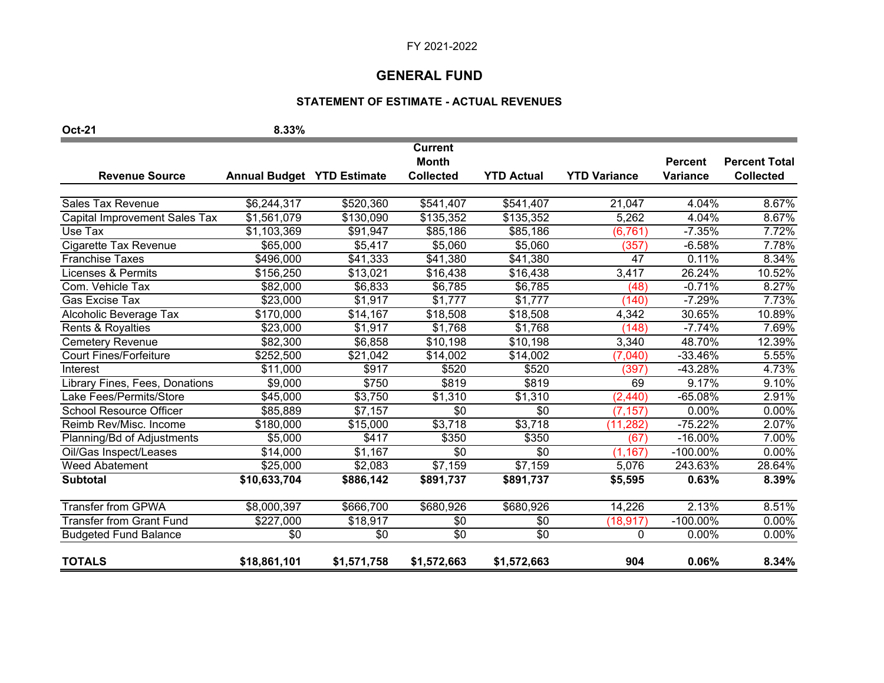FY 2021-2022

# GENERAL FUND

## STATEMENT OF ESTIMATE - ACTUAL REVENUES

**Oct-21** **8.33%**

| Revenue Source | Annual Budget | YTD Estimate | Current Month Collected | YTD Actual | YTD Variance | Percent Variance | Percent Total Collected |
|---|---|---|---|---|---|---|---|
| Sales Tax Revenue | $6,244,317 | $520,360 | $541,407 | $541,407 | 21,047 | 4.04% | 8.67% |
| Capital Improvement Sales Tax | $1,561,079 | $130,090 | $135,352 | $135,352 | 5,262 | 4.04% | 8.67% |
| Use Tax | $1,103,369 | $91,947 | $85,186 | $85,186 | (6,761) | -7.35% | 7.72% |
| Cigarette Tax Revenue | $65,000 | $5,417 | $5,060 | $5,060 | (357) | -6.58% | 7.78% |
| Franchise Taxes | $496,000 | $41,333 | $41,380 | $41,380 | 47 | 0.11% | 8.34% |
| Licenses & Permits | $156,250 | $13,021 | $16,438 | $16,438 | 3,417 | 26.24% | 10.52% |
| Com. Vehicle Tax | $82,000 | $6,833 | $6,785 | $6,785 | (48) | -0.71% | 8.27% |
| Gas Excise Tax | $23,000 | $1,917 | $1,777 | $1,777 | (140) | -7.29% | 7.73% |
| Alcoholic Beverage Tax | $170,000 | $14,167 | $18,508 | $18,508 | 4,342 | 30.65% | 10.89% |
| Rents & Royalties | $23,000 | $1,917 | $1,768 | $1,768 | (148) | -7.74% | 7.69% |
| Cemetery Revenue | $82,300 | $6,858 | $10,198 | $10,198 | 3,340 | 48.70% | 12.39% |
| Court Fines/Forfeiture | $252,500 | $21,042 | $14,002 | $14,002 | (7,040) | -33.46% | 5.55% |
| Interest | $11,000 | $917 | $520 | $520 | (397) | -43.28% | 4.73% |
| Library Fines, Fees, Donations | $9,000 | $750 | $819 | $819 | 69 | 9.17% | 9.10% |
| Lake Fees/Permits/Store | $45,000 | $3,750 | $1,310 | $1,310 | (2,440) | -65.08% | 2.91% |
| School Resource Officer | $85,889 | $7,157 | $0 | $0 | (7,157) | 0.00% | 0.00% |
| Reimb Rev/Misc. Income | $180,000 | $15,000 | $3,718 | $3,718 | (11,282) | -75.22% | 2.07% |
| Planning/Bd of Adjustments | $5,000 | $417 | $350 | $350 | (67) | -16.00% | 7.00% |
| Oil/Gas Inspect/Leases | $14,000 | $1,167 | $0 | $0 | (1,167) | -100.00% | 0.00% |
| Weed Abatement | $25,000 | $2,083 | $7,159 | $7,159 | 5,076 | 243.63% | 28.64% |
| **Subtotal** | **$10,633,704** | **$886,142** | **$891,737** | **$891,737** | **$5,595** | **0.63%** | **8.39%** |
| Transfer from GPWA | $8,000,397 | $666,700 | $680,926 | $680,926 | 14,226 | 2.13% | 8.51% |
| Transfer from Grant Fund | $227,000 | $18,917 | $0 | $0 | (18,917) | -100.00% | 0.00% |
| Budgeted Fund Balance | $0 | $0 | $0 | $0 | 0 | 0.00% | 0.00% |
| **TOTALS** | **$18,861,101** | **$1,571,758** | **$1,572,663** | **$1,572,663** | **904** | **0.06%** | **8.34%** |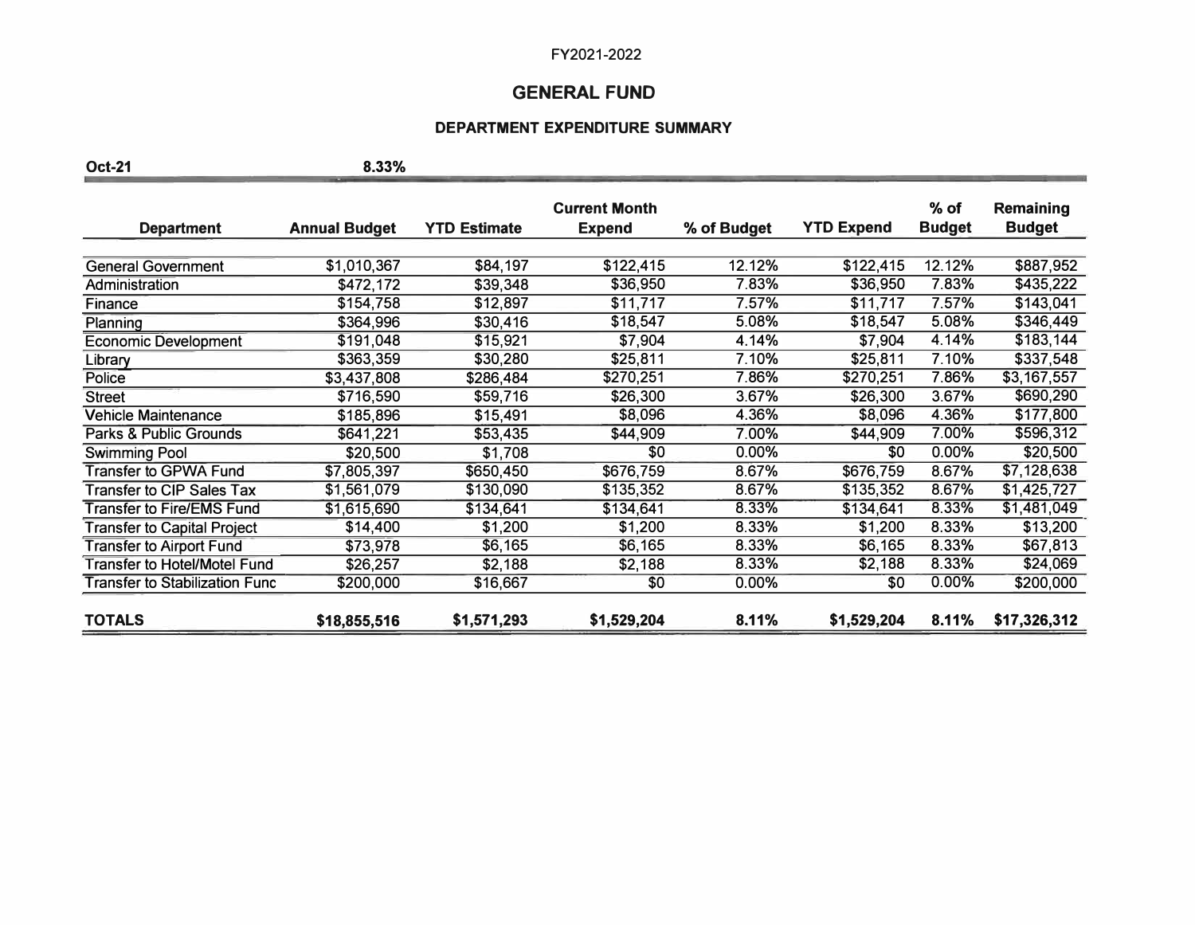FY2021-2022

## GENERAL FUND

### DEPARTMENT EXPENDITURE SUMMARY

**Oct-21** **8.33%**

| Department | Annual Budget | YTD Estimate | Current Month Expend | % of Budget | YTD Expend | % of Budget | Remaining Budget |
|---|---|---|---|---|---|---|---|
| General Government | $1,010,367 | $84,197 | $122,415 | 12.12% | $122,415 | 12.12% | $887,952 |
| Administration | $472,172 | $39,348 | $36,950 | 7.83% | $36,950 | 7.83% | $435,222 |
| Finance | $154,758 | $12,897 | $11,717 | 7.57% | $11,717 | 7.57% | $143,041 |
| Planning | $364,996 | $30,416 | $18,547 | 5.08% | $18,547 | 5.08% | $346,449 |
| Economic Development | $191,048 | $15,921 | $7,904 | 4.14% | $7,904 | 4.14% | $183,144 |
| Library | $363,359 | $30,280 | $25,811 | 7.10% | $25,811 | 7.10% | $337,548 |
| Police | $3,437,808 | $286,484 | $270,251 | 7.86% | $270,251 | 7.86% | $3,167,557 |
| Street | $716,590 | $59,716 | $26,300 | 3.67% | $26,300 | 3.67% | $690,290 |
| Vehicle Maintenance | $185,896 | $15,491 | $8,096 | 4.36% | $8,096 | 4.36% | $177,800 |
| Parks & Public Grounds | $641,221 | $53,435 | $44,909 | 7.00% | $44,909 | 7.00% | $596,312 |
| Swimming Pool | $20,500 | $1,708 | $0 | 0.00% | $0 | 0.00% | $20,500 |
| Transfer to GPWA Fund | $7,805,397 | $650,450 | $676,759 | 8.67% | $676,759 | 8.67% | $7,128,638 |
| Transfer to CIP Sales Tax | $1,561,079 | $130,090 | $135,352 | 8.67% | $135,352 | 8.67% | $1,425,727 |
| Transfer to Fire/EMS Fund | $1,615,690 | $134,641 | $134,641 | 8.33% | $134,641 | 8.33% | $1,481,049 |
| Transfer to Capital Project | $14,400 | $1,200 | $1,200 | 8.33% | $1,200 | 8.33% | $13,200 |
| Transfer to Airport Fund | $73,978 | $6,165 | $6,165 | 8.33% | $6,165 | 8.33% | $67,813 |
| Transfer to Hotel/Motel Fund | $26,257 | $2,188 | $2,188 | 8.33% | $2,188 | 8.33% | $24,069 |
| Transfer to Stabilization Func | $200,000 | $16,667 | $0 | 0.00% | $0 | 0.00% | $200,000 |
| **TOTALS** | **$18,855,516** | **$1,571,293** | **$1,529,204** | **8.11%** | **$1,529,204** | **8.11%** | **$17,326,312** |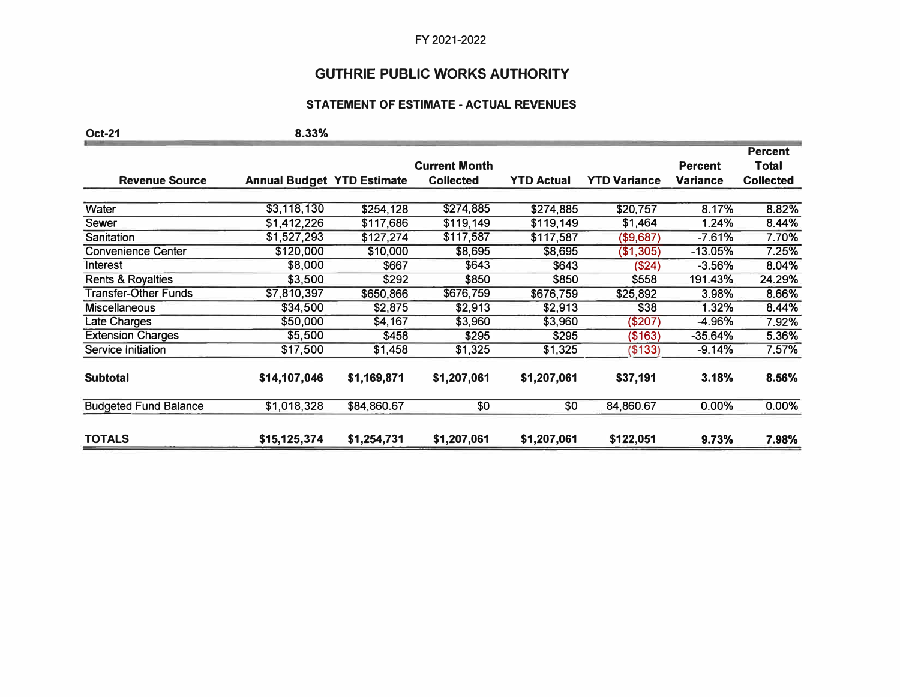FY 2021-2022

# GUTHRIE PUBLIC WORKS AUTHORITY

## STATEMENT OF ESTIMATE - ACTUAL REVENUES

**Oct-21** **8.33%**

| Revenue Source | Annual Budget | YTD Estimate | Current Month Collected | YTD Actual | YTD Variance | Percent Variance | Percent Total Collected |
|---|---|---|---|---|---|---|---|
| Water | $3,118,130 | $254,128 | $274,885 | $274,885 | $20,757 | 8.17% | 8.82% |
| Sewer | $1,412,226 | $117,686 | $119,149 | $119,149 | $1,464 | 1.24% | 8.44% |
| Sanitation | $1,527,293 | $127,274 | $117,587 | $117,587 | ($9,687) | -7.61% | 7.70% |
| Convenience Center | $120,000 | $10,000 | $8,695 | $8,695 | ($1,305) | -13.05% | 7.25% |
| Interest | $8,000 | $667 | $643 | $643 | ($24) | -3.56% | 8.04% |
| Rents & Royalties | $3,500 | $292 | $850 | $850 | $558 | 191.43% | 24.29% |
| Transfer-Other Funds | $7,810,397 | $650,866 | $676,759 | $676,759 | $25,892 | 3.98% | 8.66% |
| Miscellaneous | $34,500 | $2,875 | $2,913 | $2,913 | $38 | 1.32% | 8.44% |
| Late Charges | $50,000 | $4,167 | $3,960 | $3,960 | ($207) | -4.96% | 7.92% |
| Extension Charges | $5,500 | $458 | $295 | $295 | ($163) | -35.64% | 5.36% |
| Service Initiation | $17,500 | $1,458 | $1,325 | $1,325 | ($133) | -9.14% | 7.57% |
| **Subtotal** | **$14,107,046** | **$1,169,871** | **$1,207,061** | **$1,207,061** | **$37,191** | **3.18%** | **8.56%** |
| Budgeted Fund Balance | $1,018,328 | $84,860.67 | $0 | $0 | 84,860.67 | 0.00% | 0.00% |
| **TOTALS** | **$15,125,374** | **$1,254,731** | **$1,207,061** | **$1,207,061** | **$122,051** | **9.73%** | **7.98%** |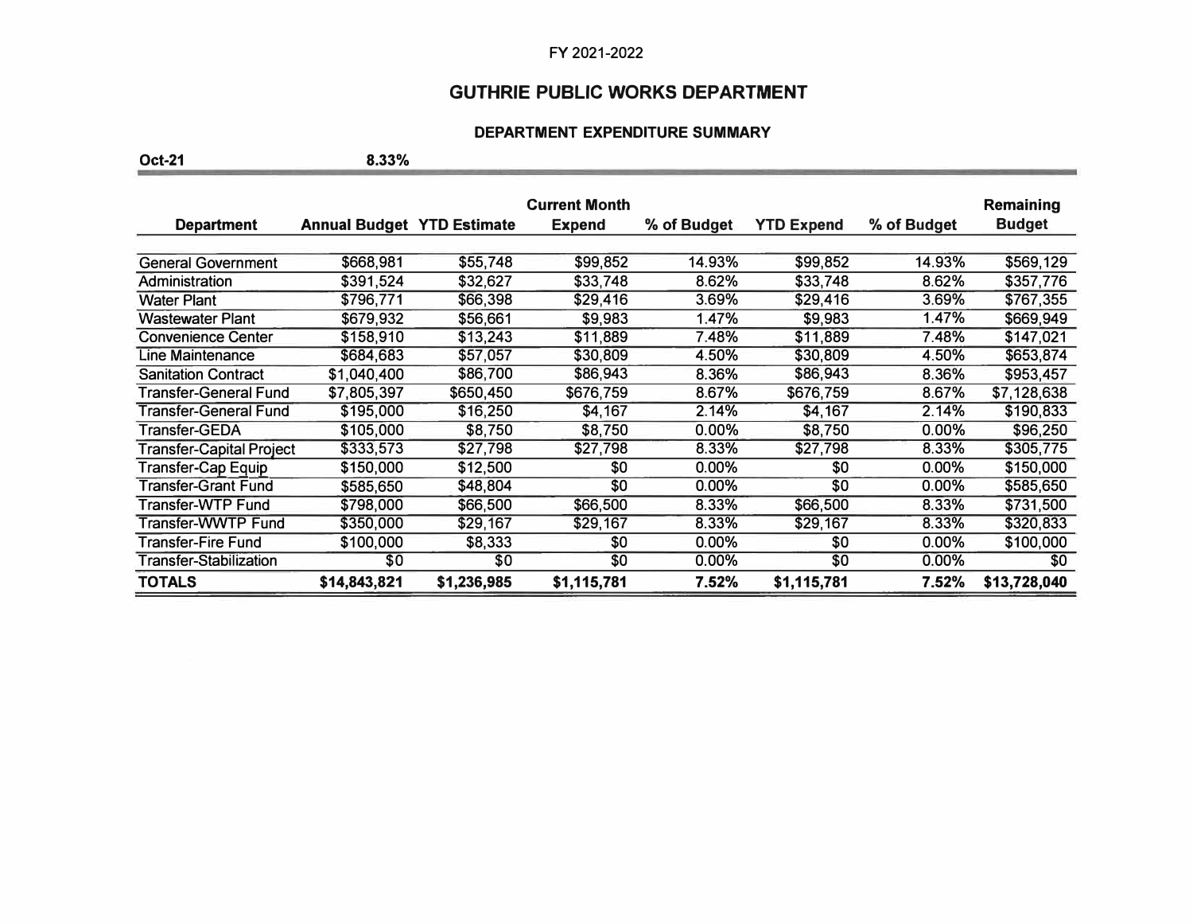FY 2021-2022

# GUTHRIE PUBLIC WORKS DEPARTMENT

### DEPARTMENT EXPENDITURE SUMMARY

**Oct-21** **8.33%**

| Department | Annual Budget | YTD Estimate | Current Month Expend | % of Budget | YTD Expend | % of Budget | Remaining Budget |
|---|---|---|---|---|---|---|---|
| General Government | $668,981 | $55,748 | $99,852 | 14.93% | $99,852 | 14.93% | $569,129 |
| Administration | $391,524 | $32,627 | $33,748 | 8.62% | $33,748 | 8.62% | $357,776 |
| Water Plant | $796,771 | $66,398 | $29,416 | 3.69% | $29,416 | 3.69% | $767,355 |
| Wastewater Plant | $679,932 | $56,661 | $9,983 | 1.47% | $9,983 | 1.47% | $669,949 |
| Convenience Center | $158,910 | $13,243 | $11,889 | 7.48% | $11,889 | 7.48% | $147,021 |
| Line Maintenance | $684,683 | $57,057 | $30,809 | 4.50% | $30,809 | 4.50% | $653,874 |
| Sanitation Contract | $1,040,400 | $86,700 | $86,943 | 8.36% | $86,943 | 8.36% | $953,457 |
| Transfer-General Fund | $7,805,397 | $650,450 | $676,759 | 8.67% | $676,759 | 8.67% | $7,128,638 |
| Transfer-General Fund | $195,000 | $16,250 | $4,167 | 2.14% | $4,167 | 2.14% | $190,833 |
| Transfer-GEDA | $105,000 | $8,750 | $8,750 | 0.00% | $8,750 | 0.00% | $96,250 |
| Transfer-Capital Project | $333,573 | $27,798 | $27,798 | 8.33% | $27,798 | 8.33% | $305,775 |
| Transfer-Cap Equip | $150,000 | $12,500 | $0 | 0.00% | $0 | 0.00% | $150,000 |
| Transfer-Grant Fund | $585,650 | $48,804 | $0 | 0.00% | $0 | 0.00% | $585,650 |
| Transfer-WTP Fund | $798,000 | $66,500 | $66,500 | 8.33% | $66,500 | 8.33% | $731,500 |
| Transfer-WWTP Fund | $350,000 | $29,167 | $29,167 | 8.33% | $29,167 | 8.33% | $320,833 |
| Transfer-Fire Fund | $100,000 | $8,333 | $0 | 0.00% | $0 | 0.00% | $100,000 |
| Transfer-Stabilization | $0 | $0 | $0 | 0.00% | $0 | 0.00% | $0 |
| **TOTALS** | **$14,843,821** | **$1,236,985** | **$1,115,781** | **7.52%** | **$1,115,781** | **7.52%** | **$13,728,040** |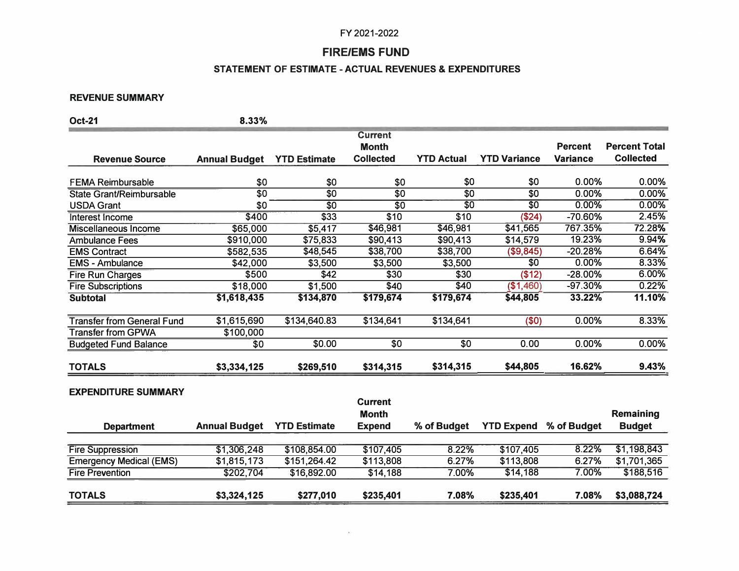FY 2021-2022

# FIRE/EMS FUND

## STATEMENT OF ESTIMATE - ACTUAL REVENUES & EXPENDITURES

### REVENUE SUMMARY

**Oct-21** **8.33%**

| Revenue Source | Annual Budget | YTD Estimate | Current Month Collected | YTD Actual | YTD Variance | Percent Variance | Percent Total Collected |
|---|---|---|---|---|---|---|---|
| FEMA Reimbursable | $0 | $0 | $0 | $0 | $0 | 0.00% | 0.00% |
| State Grant/Reimbursable | $0 | $0 | $0 | $0 | $0 | 0.00% | 0.00% |
| USDA Grant | $0 | $0 | $0 | $0 | $0 | 0.00% | 0.00% |
| Interest Income | $400 | $33 | $10 | $10 | ($24) | -70.60% | 2.45% |
| Miscellaneous Income | $65,000 | $5,417 | $46,981 | $46,981 | $41,565 | 767.35% | 72.28% |
| Ambulance Fees | $910,000 | $75,833 | $90,413 | $90,413 | $14,579 | 19.23% | 9.94% |
| EMS Contract | $582,535 | $48,545 | $38,700 | $38,700 | ($9,845) | -20.28% | 6.64% |
| EMS - Ambulance | $42,000 | $3,500 | $3,500 | $3,500 | $0 | 0.00% | 8.33% |
| Fire Run Charges | $500 | $42 | $30 | $30 | ($12) | -28.00% | 6.00% |
| Fire Subscriptions | $18,000 | $1,500 | $40 | $40 | ($1,460) | -97.30% | 0.22% |
| **Subtotal** | **$1,618,435** | **$134,870** | **$179,674** | **$179,674** | **$44,805** | **33.22%** | **11.10%** |
| Transfer from General Fund | $1,615,690 | $134,640.83 | $134,641 | $134,641 | ($0) | 0.00% | 8.33% |
| Transfer from GPWA | $100,000 | | | | | | |
| Budgeted Fund Balance | $0 | $0.00 | $0 | $0 | 0.00 | 0.00% | 0.00% |
| **TOTALS** | **$3,334,125** | **$269,510** | **$314,315** | **$314,315** | **$44,805** | **16.62%** | **9.43%** |

### EXPENDITURE SUMMARY

| Department | Annual Budget | YTD Estimate | Current Month Expend | % of Budget | YTD Expend | % of Budget | Remaining Budget |
|---|---|---|---|---|---|---|---|
| Fire Suppression | $1,306,248 | $108,854.00 | $107,405 | 8.22% | $107,405 | 8.22% | $1,198,843 |
| Emergency Medical (EMS) | $1,815,173 | $151,264.42 | $113,808 | 6.27% | $113,808 | 6.27% | $1,701,365 |
| Fire Prevention | $202,704 | $16,892.00 | $14,188 | 7.00% | $14,188 | 7.00% | $188,516 |
| **TOTALS** | **$3,324,125** | **$277,010** | **$235,401** | **7.08%** | **$235,401** | **7.08%** | **$3,088,724** |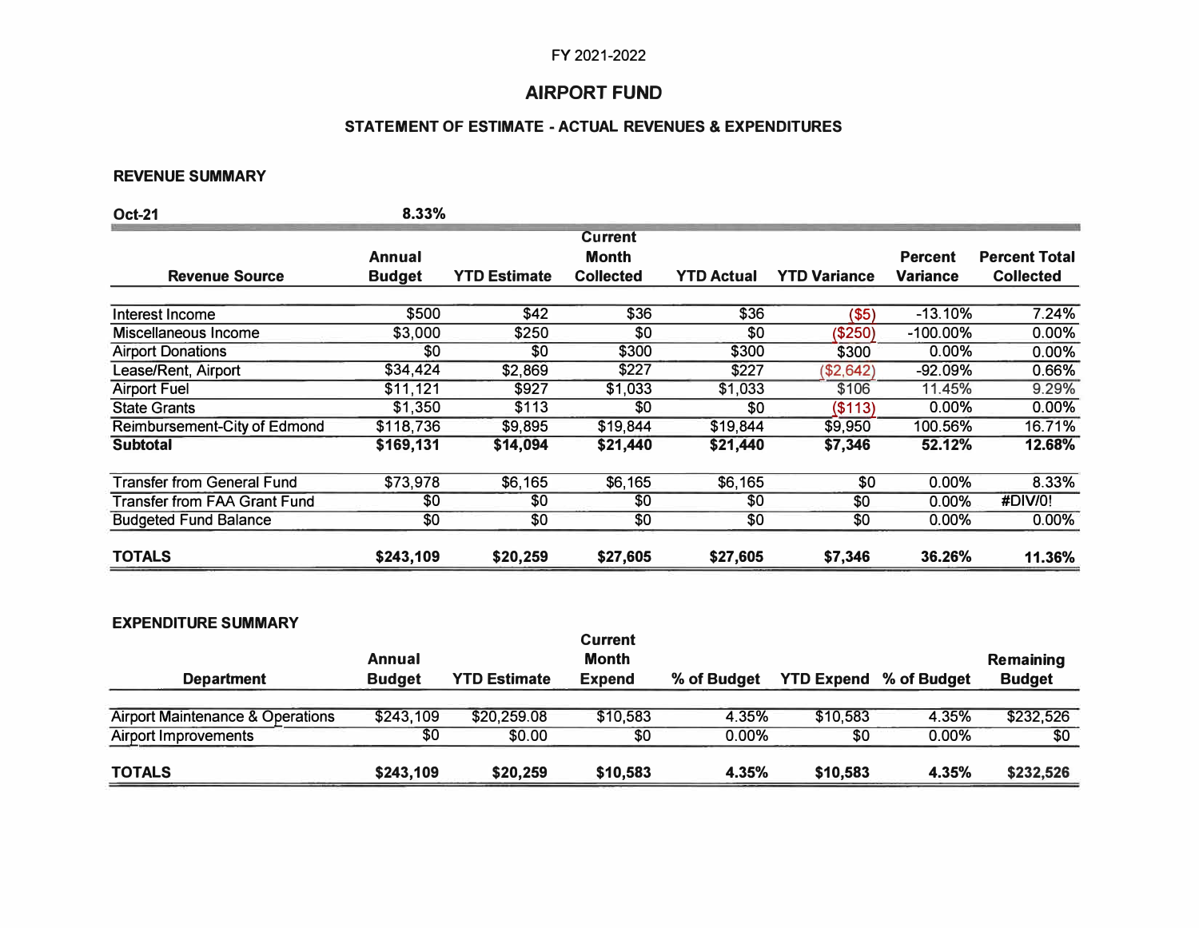FY 2021-2022

# AIRPORT FUND

## STATEMENT OF ESTIMATE - ACTUAL REVENUES & EXPENDITURES

### REVENUE SUMMARY

**Oct-21** **8.33%**

| Revenue Source | Annual Budget | YTD Estimate | Current Month Collected | YTD Actual | YTD Variance | Percent Variance | Percent Total Collected |
|---|---|---|---|---|---|---|---|
| Interest Income | $500 | $42 | $36 | $36 | ($5) | -13.10% | 7.24% |
| Miscellaneous Income | $3,000 | $250 | $0 | $0 | ($250) | -100.00% | 0.00% |
| Airport Donations | $0 | $0 | $300 | $300 | $300 | 0.00% | 0.00% |
| Lease/Rent, Airport | $34,424 | $2,869 | $227 | $227 | ($2,642) | -92.09% | 0.66% |
| Airport Fuel | $11,121 | $927 | $1,033 | $1,033 | $106 | 11.45% | 9.29% |
| State Grants | $1,350 | $113 | $0 | $0 | ($113) | 0.00% | 0.00% |
| Reimbursement-City of Edmond | $118,736 | $9,895 | $19,844 | $19,844 | $9,950 | 100.56% | 16.71% |
| **Subtotal** | **$169,131** | **$14,094** | **$21,440** | **$21,440** | **$7,346** | **52.12%** | **12.68%** |
| Transfer from General Fund | $73,978 | $6,165 | $6,165 | $6,165 | $0 | 0.00% | 8.33% |
| Transfer from FAA Grant Fund | $0 | $0 | $0 | $0 | $0 | 0.00% | #DIV/0! |
| Budgeted Fund Balance | $0 | $0 | $0 | $0 | $0 | 0.00% | 0.00% |
| **TOTALS** | **$243,109** | **$20,259** | **$27,605** | **$27,605** | **$7,346** | **36.26%** | **11.36%** |

### EXPENDITURE SUMMARY

| Department | Annual Budget | YTD Estimate | Current Month Expend | % of Budget | YTD Expend | % of Budget | Remaining Budget |
|---|---|---|---|---|---|---|---|
| Airport Maintenance & Operations | $243,109 | $20,259.08 | $10,583 | 4.35% | $10,583 | 4.35% | $232,526 |
| Airport Improvements | $0 | $0.00 | $0 | 0.00% | $0 | 0.00% | $0 |
| **TOTALS** | **$243,109** | **$20,259** | **$10,583** | **4.35%** | **$10,583** | **4.35%** | **$232,526** |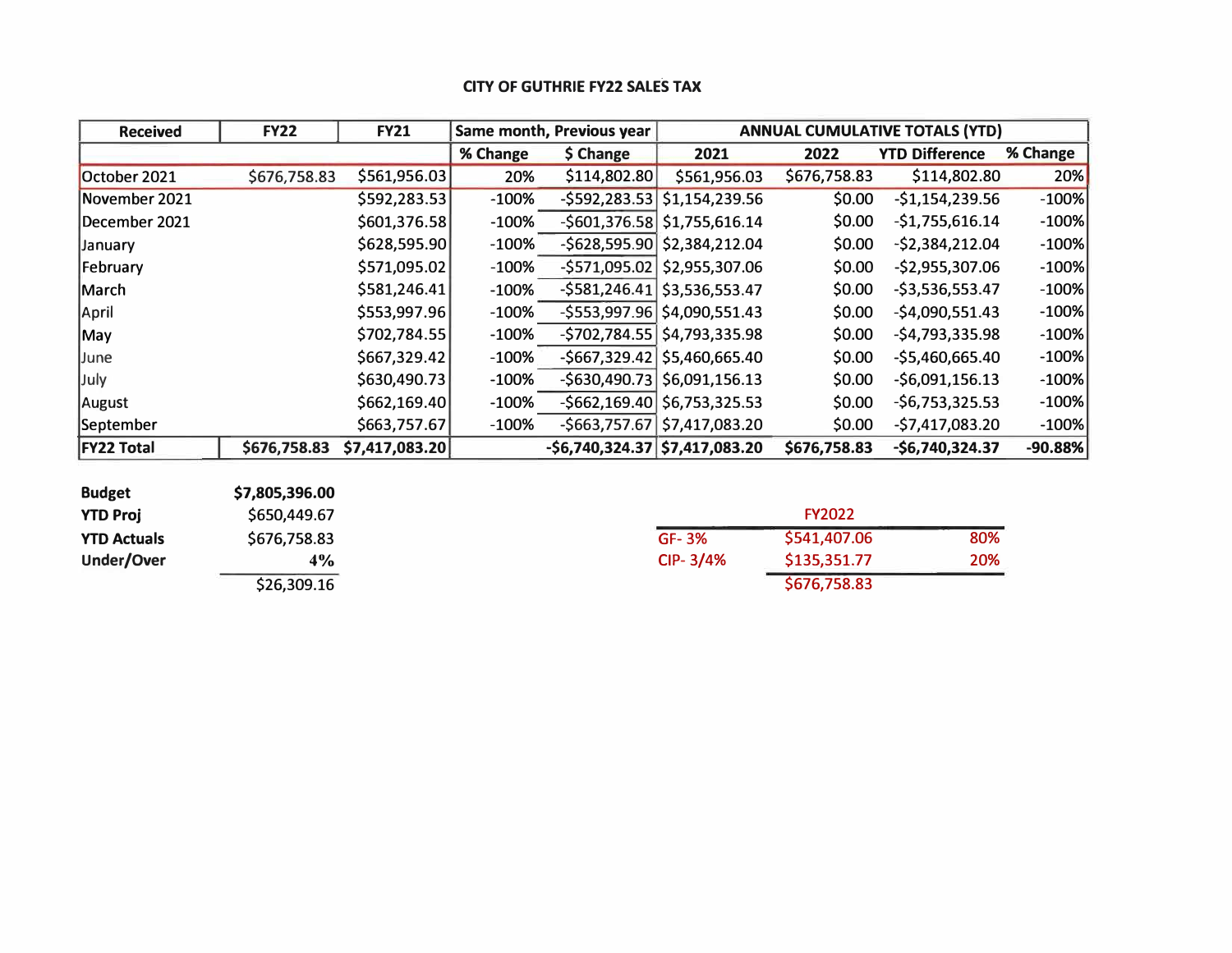# CITY OF GUTHRIE FY22 SALES TAX

| Received | FY22 | FY21 | Same month, Previous year | | ANNUAL CUMULATIVE TOTALS (YTD) | | | |
|---|---|---|---|---|---|---|---|---|
| | | | % Change | $ Change | 2021 | 2022 | YTD Difference | % Change |
| October 2021 | $676,758.83 | $561,956.03 | 20% | $114,802.80 | $561,956.03 | $676,758.83 | $114,802.80 | 20% |
| November 2021 | | $592,283.53 | -100% | -$592,283.53 | $1,154,239.56 | $0.00 | -$1,154,239.56 | -100% |
| December 2021 | | $601,376.58 | -100% | -$601,376.58 | $1,755,616.14 | $0.00 | -$1,755,616.14 | -100% |
| January | | $628,595.90 | -100% | -$628,595.90 | $2,384,212.04 | $0.00 | -$2,384,212.04 | -100% |
| February | | $571,095.02 | -100% | -$571,095.02 | $2,955,307.06 | $0.00 | -$2,955,307.06 | -100% |
| March | | $581,246.41 | -100% | -$581,246.41 | $3,536,553.47 | $0.00 | -$3,536,553.47 | -100% |
| April | | $553,997.96 | -100% | -$553,997.96 | $4,090,551.43 | $0.00 | -$4,090,551.43 | -100% |
| May | | $702,784.55 | -100% | -$702,784.55 | $4,793,335.98 | $0.00 | -$4,793,335.98 | -100% |
| June | | $667,329.42 | -100% | -$667,329.42 | $5,460,665.40 | $0.00 | -$5,460,665.40 | -100% |
| July | | $630,490.73 | -100% | -$630,490.73 | $6,091,156.13 | $0.00 | -$6,091,156.13 | -100% |
| August | | $662,169.40 | -100% | -$662,169.40 | $6,753,325.53 | $0.00 | -$6,753,325.53 | -100% |
| September | | $663,757.67 | -100% | -$663,757.67 | $7,417,083.20 | $0.00 | -$7,417,083.20 | -100% |
| **FY22 Total** | **$676,758.83** | **$7,417,083.20** | | **-$6,740,324.37** | **$7,417,083.20** | **$676,758.83** | **-$6,740,324.37** | **-90.88%** |

| | |
|---|---|
| **Budget** | **$7,805,396.00** |
| **YTD Proj** | $650,449.67 |
| **YTD Actuals** | $676,758.83 |
| **Under/Over** | **4%** |
| | $26,309.16 |

| | FY2022 | |
|---|---|---|
| GF- 3% | $541,407.06 | 80% |
| CIP- 3/4% | $135,351.77 | 20% |
| | $676,758.83 | |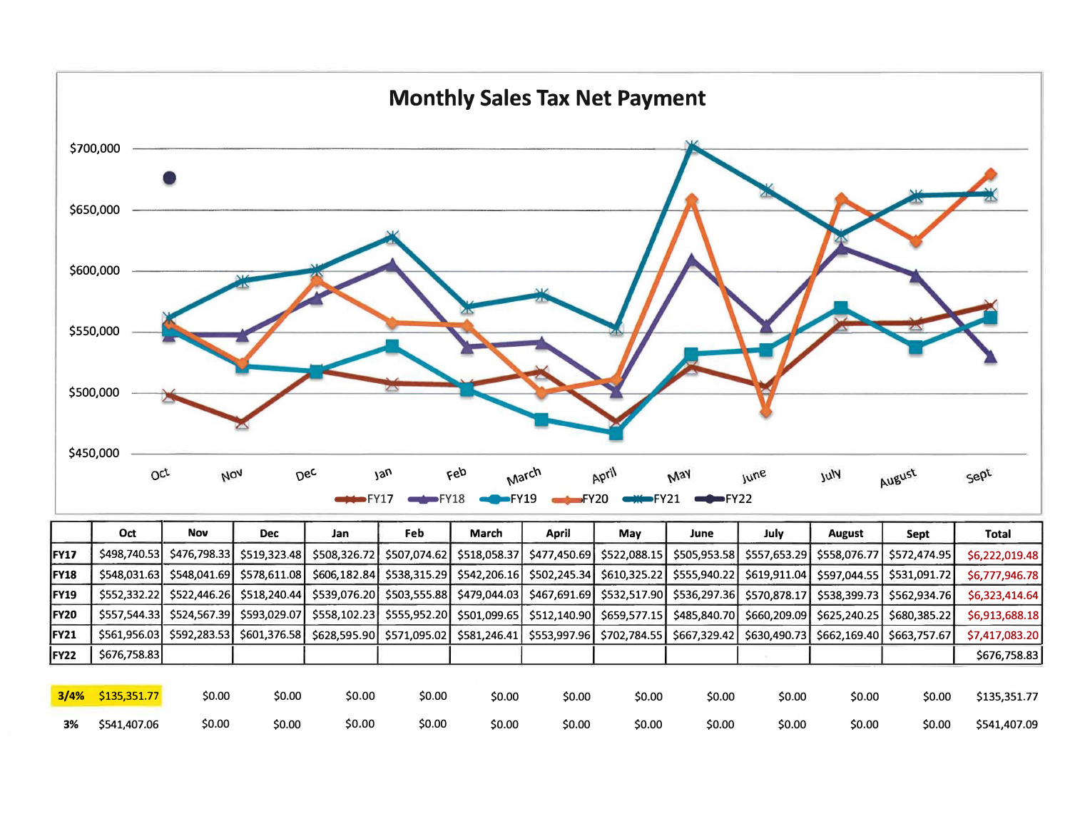# Monthly Sales Tax Net Payment

$700,000
$650,000
$600,000
$550,000
$500,000
$450,000

Oct Nov Dec Jan Feb March April May June July August Sept

FY17 FY18 FY19 FY20 FY21 FY22

| | Oct | Nov | Dec | Jan | Feb | March | April | May | June | July | August | Sept | Total |
|---|---|---|---|---|---|---|---|---|---|---|---|---|---|
| FY17 | $498,740.53 | $476,798.33 | $519,323.48 | $508,326.72 | $507,074.62 | $518,058.37 | $477,450.69 | $522,088.15 | $505,953.58 | $557,653.29 | $558,076.77 | $572,474.95 | $6,222,019.48 |
| FY18 | $548,031.63 | $548,041.69 | $578,611.08 | $606,182.84 | $538,315.29 | $542,206.16 | $502,245.34 | $610,325.22 | $555,940.22 | $619,911.04 | $597,044.55 | $531,091.72 | $6,777,946.78 |
| FY19 | $552,332.22 | $522,446.26 | $518,240.44 | $539,076.20 | $503,555.88 | $479,044.03 | $467,691.69 | $532,517.90 | $536,297.36 | $570,878.17 | $538,399.73 | $562,934.76 | $6,323,414.64 |
| FY20 | $557,544.33 | $524,567.39 | $593,029.07 | $558,102.23 | $555,952.20 | $501,099.65 | $512,140.90 | $659,577.15 | $485,840.70 | $660,209.09 | $625,240.25 | $680,385.22 | $6,913,688.18 |
| FY21 | $561,956.03 | $592,283.53 | $601,376.58 | $628,595.90 | $571,095.02 | $581,246.41 | $553,997.96 | $702,784.55 | $667,329.42 | $630,490.73 | $662,169.40 | $663,757.67 | $7,417,083.20 |
| FY22 | $676,758.83 | | | | | | | | | | | | $676,758.83 |
| | | | | | | | | | | | | | |
| 3/4% | $135,351.77 | $0.00 | $0.00 | $0.00 | $0.00 | $0.00 | $0.00 | $0.00 | $0.00 | $0.00 | $0.00 | $0.00 | $135,351.77 |
| 3% | $541,407.06 | $0.00 | $0.00 | $0.00 | $0.00 | $0.00 | $0.00 | $0.00 | $0.00 | $0.00 | $0.00 | $0.00 | $541,407.09 |